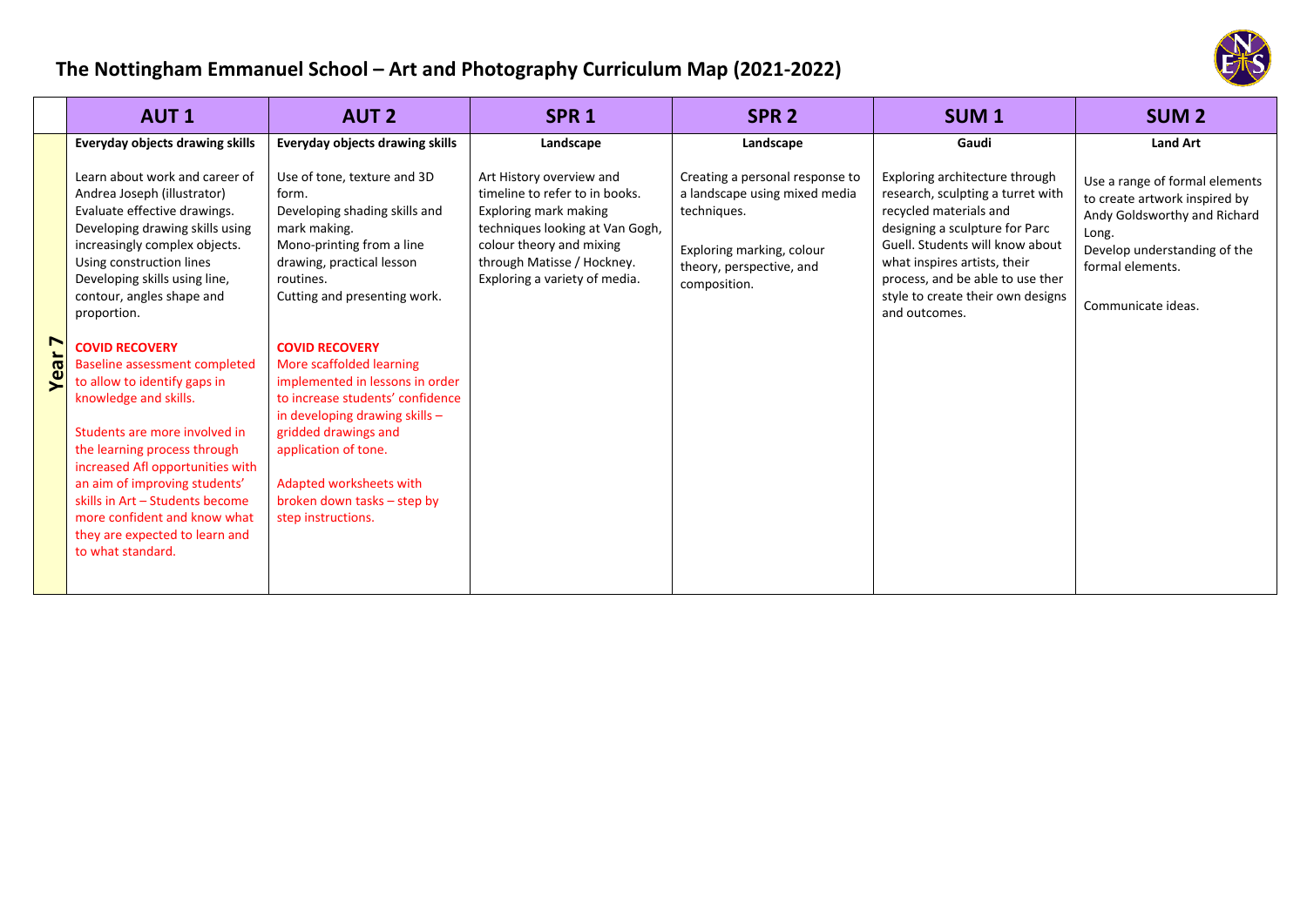# The Nottingham Emmanuel School – Art and Photography Curriculum Map (2021-2022)

| | AUT 1 | AUT 2 | SPR 1 | SPR 2 | SUM 1 | SUM 2 |
|---|---|---|---|---|---|---|
| **Year 7** | **Everyday objects drawing skills**<br><br>Learn about work and career of Andrea Joseph (illustrator)<br>Evaluate effective drawings.<br>Developing drawing skills using increasingly complex objects.<br>Using construction lines<br>Developing skills using line, contour, angles shape and proportion.<br><br>**COVID RECOVERY**<br>Baseline assessment completed to allow to identify gaps in knowledge and skills.<br><br>Students are more involved in the learning process through increased AfI opportunities with an aim of improving students' skills in Art – Students become more confident and know what they are expected to learn and to what standard. | **Everyday objects drawing skills**<br><br>Use of tone, texture and 3D form.<br>Developing shading skills and mark making.<br>Mono-printing from a line drawing, practical lesson routines.<br>Cutting and presenting work.<br><br>**COVID RECOVERY**<br>More scaffolded learning implemented in lessons in order to increase students' confidence in developing drawing skills – gridded drawings and application of tone.<br><br>Adapted worksheets with broken down tasks – step by step instructions. | **Landscape**<br><br>Art History overview and timeline to refer to in books.<br>Exploring mark making techniques looking at Van Gogh, colour theory and mixing through Matisse / Hockney.<br>Exploring a variety of media. | **Landscape**<br><br>Creating a personal response to a landscape using mixed media techniques.<br><br>Exploring marking, colour theory, perspective, and composition. | **Gaudi**<br><br>Exploring architecture through research, sculpting a turret with recycled materials and designing a sculpture for Parc Guell. Students will know about what inspires artists, their process, and be able to use ther style to create their own designs and outcomes. | **Land Art**<br><br>Use a range of formal elements to create artwork inspired by Andy Goldsworthy and Richard Long.<br>Develop understanding of the formal elements.<br><br>Communicate ideas. |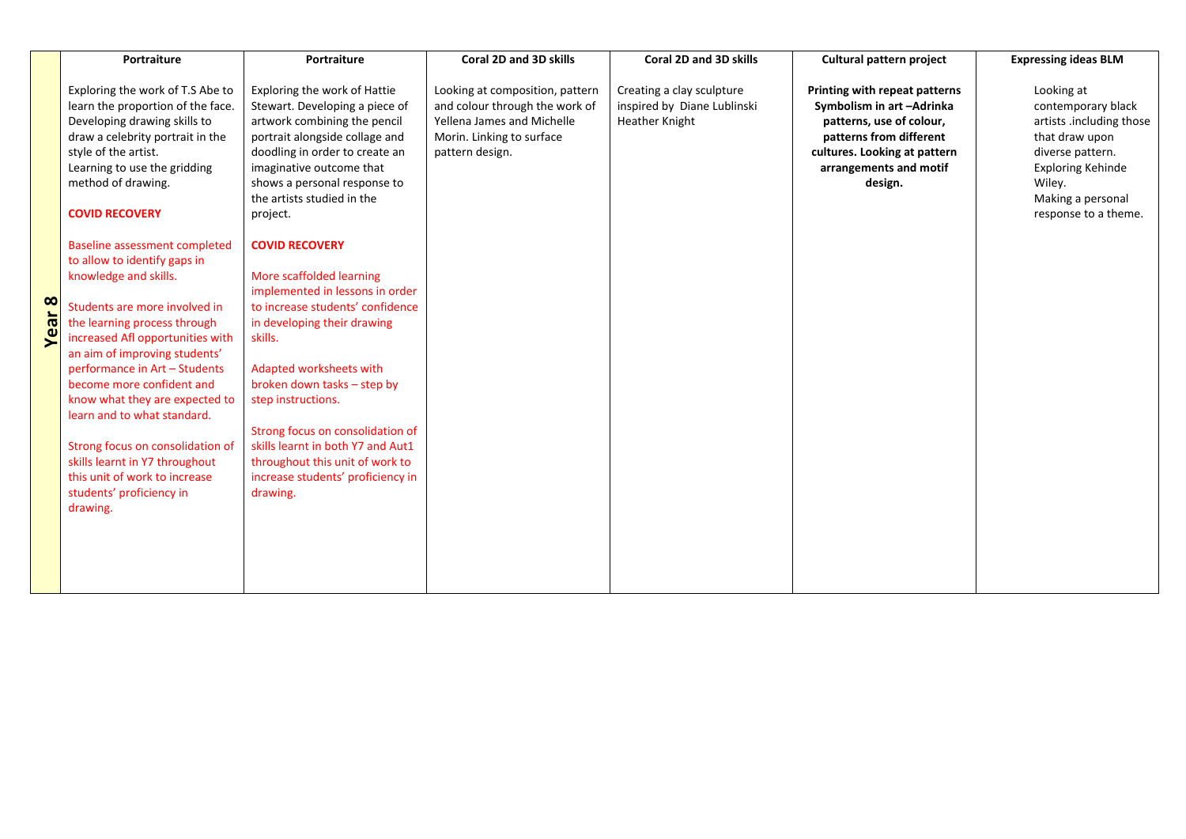| | Portraiture | Portraiture | Coral 2D and 3D skills | Coral 2D and 3D skills | Cultural pattern project | Expressing ideas BLM |
|---|---|---|---|---|---|---|
| **Year 8** | Exploring the work of T.S Abe to learn the proportion of the face. Developing drawing skills to draw a celebrity portrait in the style of the artist.<br>Learning to use the gridding method of drawing.<br><br>**COVID RECOVERY**<br><br>Baseline assessment completed to allow to identify gaps in knowledge and skills.<br><br>Students are more involved in the learning process through increased AfI opportunities with an aim of improving students' performance in Art – Students become more confident and know what they are expected to learn and to what standard.<br><br>Strong focus on consolidation of skills learnt in Y7 throughout this unit of work to increase students' proficiency in drawing. | Exploring the work of Hattie Stewart. Developing a piece of artwork combining the pencil portrait alongside collage and doodling in order to create an imaginative outcome that shows a personal response to the artists studied in the project.<br><br>**COVID RECOVERY**<br><br>More scaffolded learning implemented in lessons in order to increase students' confidence in developing their drawing skills.<br><br>Adapted worksheets with broken down tasks – step by step instructions.<br><br>Strong focus on consolidation of skills learnt in both Y7 and Aut1 throughout this unit of work to increase students' proficiency in drawing. | Looking at composition, pattern and colour through the work of Yellena James and Michelle Morin. Linking to surface pattern design. | Creating a clay sculpture inspired by Diane Lublinski Heather Knight | **Printing with repeat patterns Symbolism in art –Adrinka patterns, use of colour, patterns from different cultures. Looking at pattern arrangements and motif design.** | Looking at contemporary black artists .including those that draw upon diverse pattern.<br>Exploring Kehinde Wiley.<br>Making a personal response to a theme. |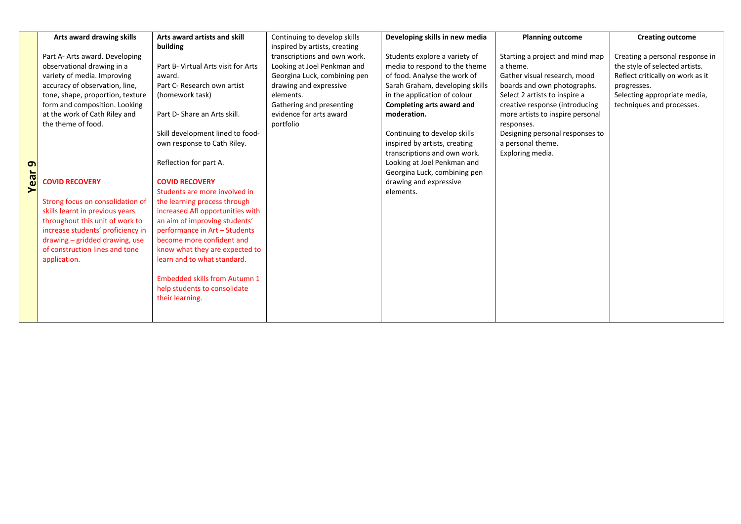| Year 9 | **Arts award drawing skills**<br><br>Part A- Arts award. Developing observational drawing in a variety of media. Improving accuracy of observation, line, tone, shape, proportion, texture form and composition. Looking at the work of Cath Riley and the theme of food.<br><br>**COVID RECOVERY**<br><br>Strong focus on consolidation of skills learnt in previous years throughout this unit of work to increase students' proficiency in drawing – gridded drawing, use of construction lines and tone application. | **Arts award artists and skill building**<br><br>Part B- Virtual Arts visit for Arts award.<br>Part C- Research own artist (homework task)<br><br>Part D- Share an Arts skill.<br><br>Skill development lined to food- own response to Cath Riley.<br><br>Reflection for part A.<br><br>**COVID RECOVERY**<br>Students are more involved in the learning process through increased Afl opportunities with an aim of improving students' performance in Art – Students become more confident and know what they are expected to learn and to what standard.<br><br>Embedded skills from Autumn 1 help students to consolidate their learning. | Continuing to develop skills inspired by artists, creating transcriptions and own work. Looking at Joel Penkman and Georgina Luck, combining pen drawing and expressive elements.<br>Gathering and presenting evidence for arts award portfolio | **Developing skills in new media**<br><br>Students explore a variety of media to respond to the theme of food. Analyse the work of Sarah Graham, developing skills in the application of colour<br>**Completing arts award and moderation.**<br><br>Continuing to develop skills inspired by artists, creating transcriptions and own work. Looking at Joel Penkman and Georgina Luck, combining pen drawing and expressive elements. | **Planning outcome**<br><br>Starting a project and mind map a theme.<br>Gather visual research, mood boards and own photographs.<br>Select 2 artists to inspire a creative response (introducing more artists to inspire personal responses.<br>Designing personal responses to a personal theme.<br>Exploring media. | **Creating outcome**<br><br>Creating a personal response in the style of selected artists.<br>Reflect critically on work as it progresses.<br>Selecting appropriate media, techniques and processes. |
|---|---|---|---|---|---|---|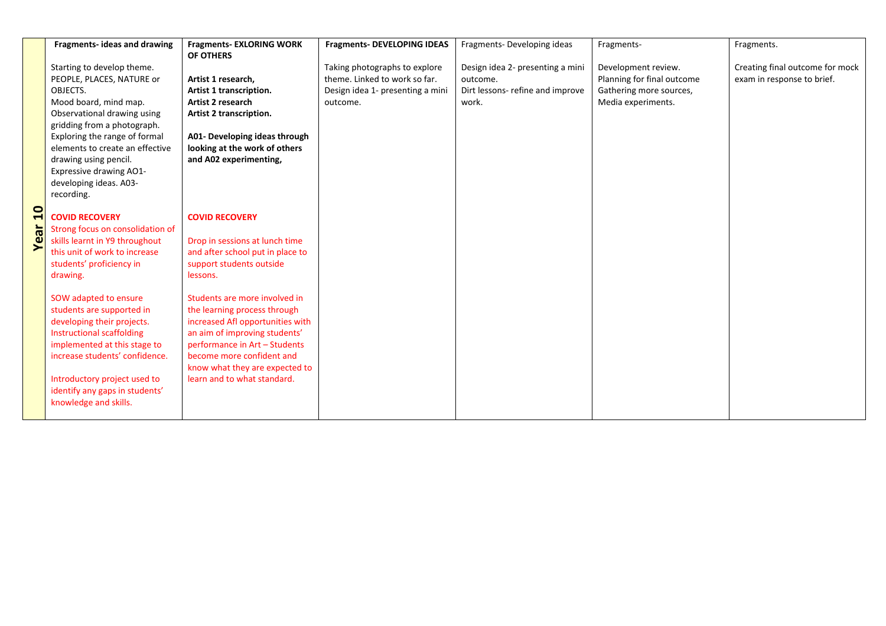| | Fragments- ideas and drawing | Fragments- EXLORING WORK OF OTHERS | Fragments- DEVELOPING IDEAS | Fragments- Developing ideas | Fragments- | Fragments. |
|---|---|---|---|---|---|---|
| **Year 10** | Starting to develop theme. PEOPLE, PLACES, NATURE or OBJECTS.<br>Mood board, mind map.<br>Observational drawing using gridding from a photograph.<br>Exploring the range of formal elements to create an effective drawing using pencil.<br>Expressive drawing AO1- developing ideas. A03- recording.<br><br>**COVID RECOVERY**<br>Strong focus on consolidation of skills learnt in Y9 throughout this unit of work to increase students' proficiency in drawing.<br><br>SOW adapted to ensure students are supported in developing their projects. Instructional scaffolding implemented at this stage to increase students' confidence.<br><br>Introductory project used to identify any gaps in students' knowledge and skills. | **Artist 1 research,**<br>**Artist 1 transcription.**<br>**Artist 2 research**<br>**Artist 2 transcription.**<br><br>**A01- Developing ideas through looking at the work of others and A02 experimenting,**<br><br>**COVID RECOVERY**<br><br>Drop in sessions at lunch time and after school put in place to support students outside lessons.<br><br>Students are more involved in the learning process through increased Afl opportunities with an aim of improving students' performance in Art – Students become more confident and know what they are expected to learn and to what standard. | Taking photographs to explore theme. Linked to work so far.<br>Design idea 1- presenting a mini outcome. | Design idea 2- presenting a mini outcome.<br>Dirt lessons- refine and improve work. | Development review.<br>Planning for final outcome<br>Gathering more sources,<br>Media experiments. | Creating final outcome for mock exam in response to brief. |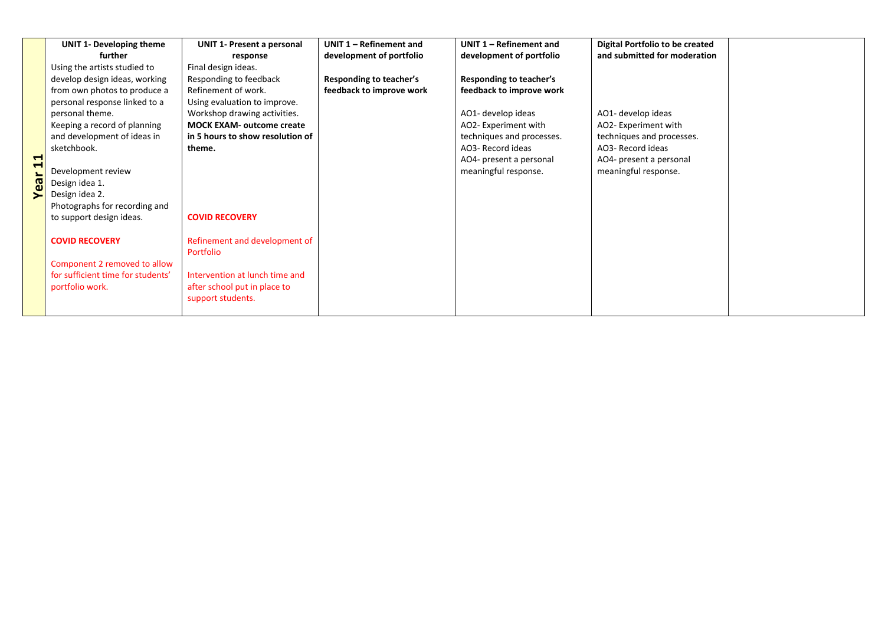| | | | | | | |
|---|---|---|---|---|---|---|
| **Year 11** | **UNIT 1- Developing theme further**<br>Using the artists studied to develop design ideas, working from own photos to produce a personal response linked to a personal theme.<br>Keeping a record of planning and development of ideas in sketchbook.<br><br>Development review<br>Design idea 1.<br>Design idea 2.<br>Photographs for recording and to support design ideas.<br><br>**COVID RECOVERY**<br><br>Component 2 removed to allow for sufficient time for students' portfolio work. | **UNIT 1- Present a personal response**<br>Final design ideas.<br>Responding to feedback<br>Refinement of work.<br>Using evaluation to improve.<br>Workshop drawing activities.<br>**MOCK EXAM- outcome create in 5 hours to show resolution of theme.**<br><br>**COVID RECOVERY**<br><br>Refinement and development of Portfolio<br><br>Intervention at lunch time and after school put in place to support students. | **UNIT 1 – Refinement and development of portfolio**<br><br>**Responding to teacher's feedback to improve work** | **UNIT 1 – Refinement and development of portfolio**<br><br>**Responding to teacher's feedback to improve work**<br><br>AO1- develop ideas<br>AO2- Experiment with techniques and processes.<br>AO3- Record ideas<br>AO4- present a personal meaningful response. | **Digital Portfolio to be created and submitted for moderation**<br><br>AO1- develop ideas<br>AO2- Experiment with techniques and processes.<br>AO3- Record ideas<br>AO4- present a personal meaningful response. | |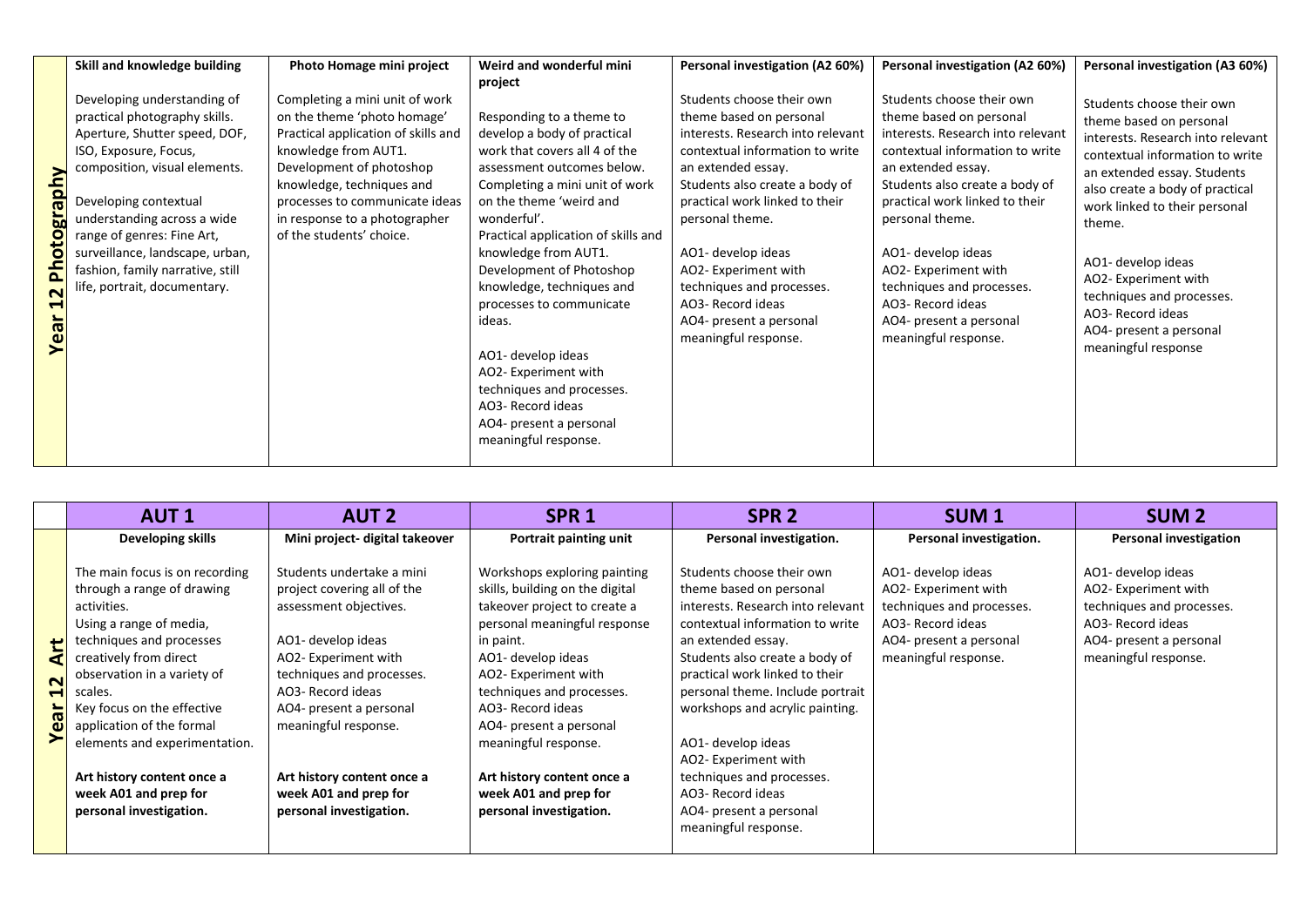| | Skill and knowledge building | Photo Homage mini project | Weird and wonderful mini project | Personal investigation (A2 60%) | Personal investigation (A2 60%) | Personal investigation (A3 60%) |
|---|---|---|---|---|---|---|
| **Year 12 Photography** | Developing understanding of practical photography skills. Aperture, Shutter speed, DOF, ISO, Exposure, Focus, composition, visual elements.<br><br>Developing contextual understanding across a wide range of genres: Fine Art, surveillance, landscape, urban, fashion, family narrative, still life, portrait, documentary. | Completing a mini unit of work on the theme 'photo homage' Practical application of skills and knowledge from AUT1. Development of photoshop knowledge, techniques and processes to communicate ideas in response to a photographer of the students' choice. | Responding to a theme to develop a body of practical work that covers all 4 of the assessment outcomes below. Completing a mini unit of work on the theme 'weird and wonderful'. Practical application of skills and knowledge from AUT1. Development of Photoshop knowledge, techniques and processes to communicate ideas.<br><br>AO1- develop ideas<br>AO2- Experiment with techniques and processes.<br>AO3- Record ideas<br>AO4- present a personal meaningful response. | Students choose their own theme based on personal interests. Research into relevant contextual information to write an extended essay. Students also create a body of practical work linked to their personal theme.<br><br>AO1- develop ideas<br>AO2- Experiment with techniques and processes.<br>AO3- Record ideas<br>AO4- present a personal meaningful response. | Students choose their own theme based on personal interests. Research into relevant contextual information to write an extended essay. Students also create a body of practical work linked to their personal theme.<br><br>AO1- develop ideas<br>AO2- Experiment with techniques and processes.<br>AO3- Record ideas<br>AO4- present a personal meaningful response. | Students choose their own theme based on personal interests. Research into relevant contextual information to write an extended essay. Students also create a body of practical work linked to their personal theme.<br><br>AO1- develop ideas<br>AO2- Experiment with techniques and processes.<br>AO3- Record ideas<br>AO4- present a personal meaningful response |

| | AUT 1 | AUT 2 | SPR 1 | SPR 2 | SUM 1 | SUM 2 |
|---|---|---|---|---|---|---|
| | **Developing skills** | **Mini project- digital takeover** | **Portrait painting unit** | **Personal investigation.** | **Personal investigation.** | **Personal investigation** |
| **Year 12 Art** | The main focus is on recording through a range of drawing activities.<br>Using a range of media, techniques and processes creatively from direct observation in a variety of scales.<br>Key focus on the effective application of the formal elements and experimentation.<br><br>**Art history content once a week A01 and prep for personal investigation.** | Students undertake a mini project covering all of the assessment objectives.<br><br>AO1- develop ideas<br>AO2- Experiment with techniques and processes.<br>AO3- Record ideas<br>AO4- present a personal meaningful response.<br><br>**Art history content once a week A01 and prep for personal investigation.** | Workshops exploring painting skills, building on the digital takeover project to create a personal meaningful response in paint.<br>AO1- develop ideas<br>AO2- Experiment with techniques and processes.<br>AO3- Record ideas<br>AO4- present a personal meaningful response.<br><br>**Art history content once a week A01 and prep for personal investigation.** | Students choose their own theme based on personal interests. Research into relevant contextual information to write an extended essay. Students also create a body of practical work linked to their personal theme. Include portrait workshops and acrylic painting.<br><br>AO1- develop ideas<br>AO2- Experiment with techniques and processes.<br>AO3- Record ideas<br>AO4- present a personal meaningful response. | AO1- develop ideas<br>AO2- Experiment with techniques and processes.<br>AO3- Record ideas<br>AO4- present a personal meaningful response. | AO1- develop ideas<br>AO2- Experiment with techniques and processes.<br>AO3- Record ideas<br>AO4- present a personal meaningful response. |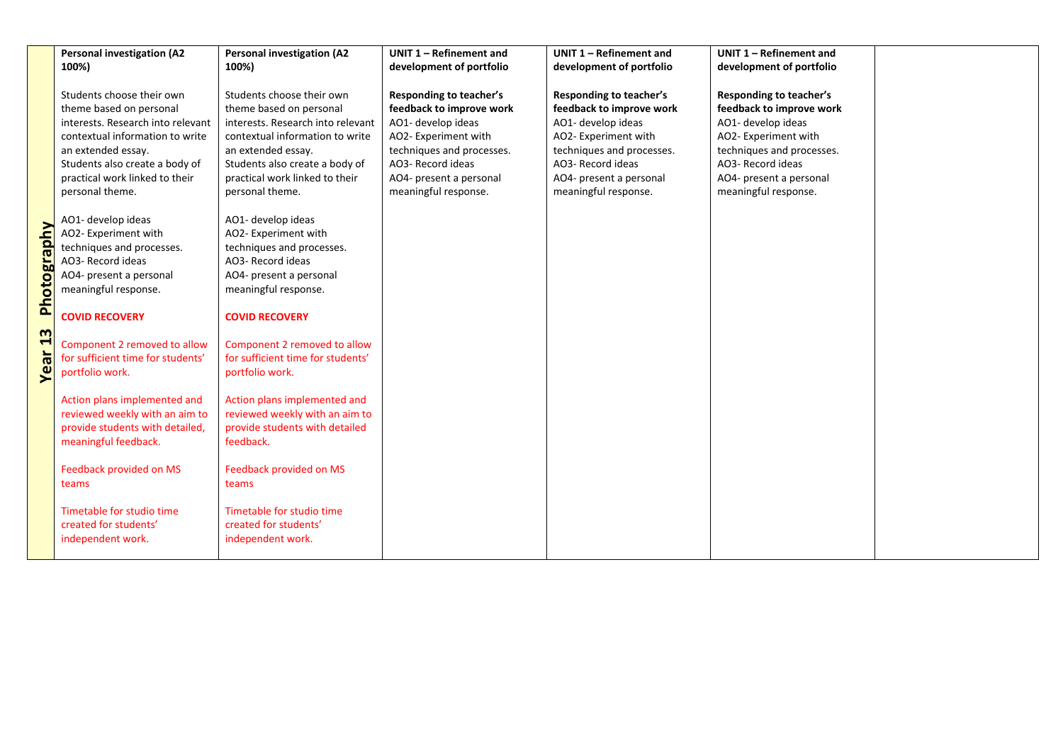| Year 13 Photography | **Personal investigation (A2 100%)**<br><br>Students choose their own theme based on personal interests. Research into relevant contextual information to write an extended essay.<br>Students also create a body of practical work linked to their personal theme.<br><br>AO1- develop ideas<br>AO2- Experiment with techniques and processes.<br>AO3- Record ideas<br>AO4- present a personal meaningful response.<br><br>**COVID RECOVERY**<br><br>Component 2 removed to allow for sufficient time for students' portfolio work.<br><br>Action plans implemented and reviewed weekly with an aim to provide students with detailed, meaningful feedback.<br><br>Feedback provided on MS teams<br><br>Timetable for studio time created for students' independent work. | **Personal investigation (A2 100%)**<br><br>Students choose their own theme based on personal interests. Research into relevant contextual information to write an extended essay.<br>Students also create a body of practical work linked to their personal theme.<br><br>AO1- develop ideas<br>AO2- Experiment with techniques and processes.<br>AO3- Record ideas<br>AO4- present a personal meaningful response.<br><br>**COVID RECOVERY**<br><br>Component 2 removed to allow for sufficient time for students' portfolio work.<br><br>Action plans implemented and reviewed weekly with an aim to provide students with detailed feedback.<br><br>Feedback provided on MS teams<br><br>Timetable for studio time created for students' independent work. | **UNIT 1 – Refinement and development of portfolio**<br><br>**Responding to teacher's feedback to improve work**<br>AO1- develop ideas<br>AO2- Experiment with techniques and processes.<br>AO3- Record ideas<br>AO4- present a personal meaningful response. | **UNIT 1 – Refinement and development of portfolio**<br><br>**Responding to teacher's feedback to improve work**<br>AO1- develop ideas<br>AO2- Experiment with techniques and processes.<br>AO3- Record ideas<br>AO4- present a personal meaningful response. | **UNIT 1 – Refinement and development of portfolio**<br><br>**Responding to teacher's feedback to improve work**<br>AO1- develop ideas<br>AO2- Experiment with techniques and processes.<br>AO3- Record ideas<br>AO4- present a personal meaningful response. | |
|---|---|---|---|---|---|---|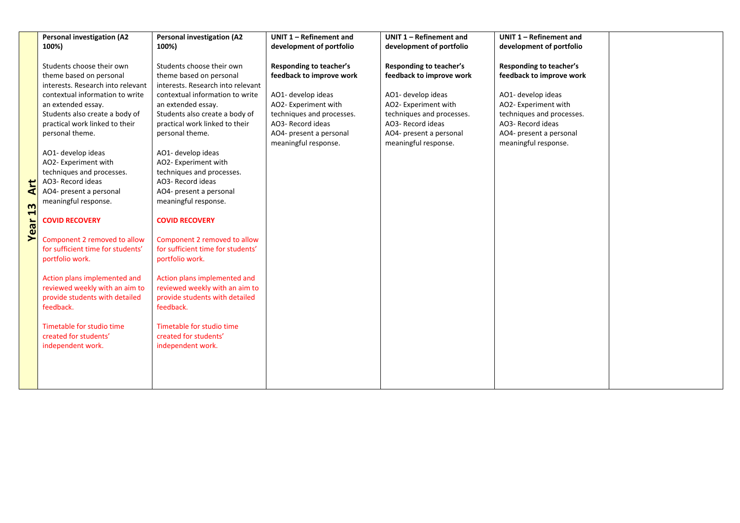| | | | | | | |
|---|---|---|---|---|---|---|
| **Year 13 Art** | **Personal investigation (A2 100%)**<br><br>Students choose their own theme based on personal interests. Research into relevant contextual information to write an extended essay.<br>Students also create a body of practical work linked to their personal theme.<br><br>AO1- develop ideas<br>AO2- Experiment with techniques and processes.<br>AO3- Record ideas<br>AO4- present a personal meaningful response.<br><br>**COVID RECOVERY**<br><br>Component 2 removed to allow for sufficient time for students' portfolio work.<br><br>Action plans implemented and reviewed weekly with an aim to provide students with detailed feedback.<br><br>Timetable for studio time created for students' independent work. | **Personal investigation (A2 100%)**<br><br>Students choose their own theme based on personal interests. Research into relevant contextual information to write an extended essay.<br>Students also create a body of practical work linked to their personal theme.<br><br>AO1- develop ideas<br>AO2- Experiment with techniques and processes.<br>AO3- Record ideas<br>AO4- present a personal meaningful response.<br><br>**COVID RECOVERY**<br><br>Component 2 removed to allow for sufficient time for students' portfolio work.<br><br>Action plans implemented and reviewed weekly with an aim to provide students with detailed feedback.<br><br>Timetable for studio time created for students' independent work. | **UNIT 1 – Refinement and development of portfolio**<br><br>**Responding to teacher's feedback to improve work**<br><br>AO1- develop ideas<br>AO2- Experiment with techniques and processes.<br>AO3- Record ideas<br>AO4- present a personal meaningful response. | **UNIT 1 – Refinement and development of portfolio**<br><br>**Responding to teacher's feedback to improve work**<br><br>AO1- develop ideas<br>AO2- Experiment with techniques and processes.<br>AO3- Record ideas<br>AO4- present a personal meaningful response. | **UNIT 1 – Refinement and development of portfolio**<br><br>**Responding to teacher's feedback to improve work**<br><br>AO1- develop ideas<br>AO2- Experiment with techniques and processes.<br>AO3- Record ideas<br>AO4- present a personal meaningful response. | |